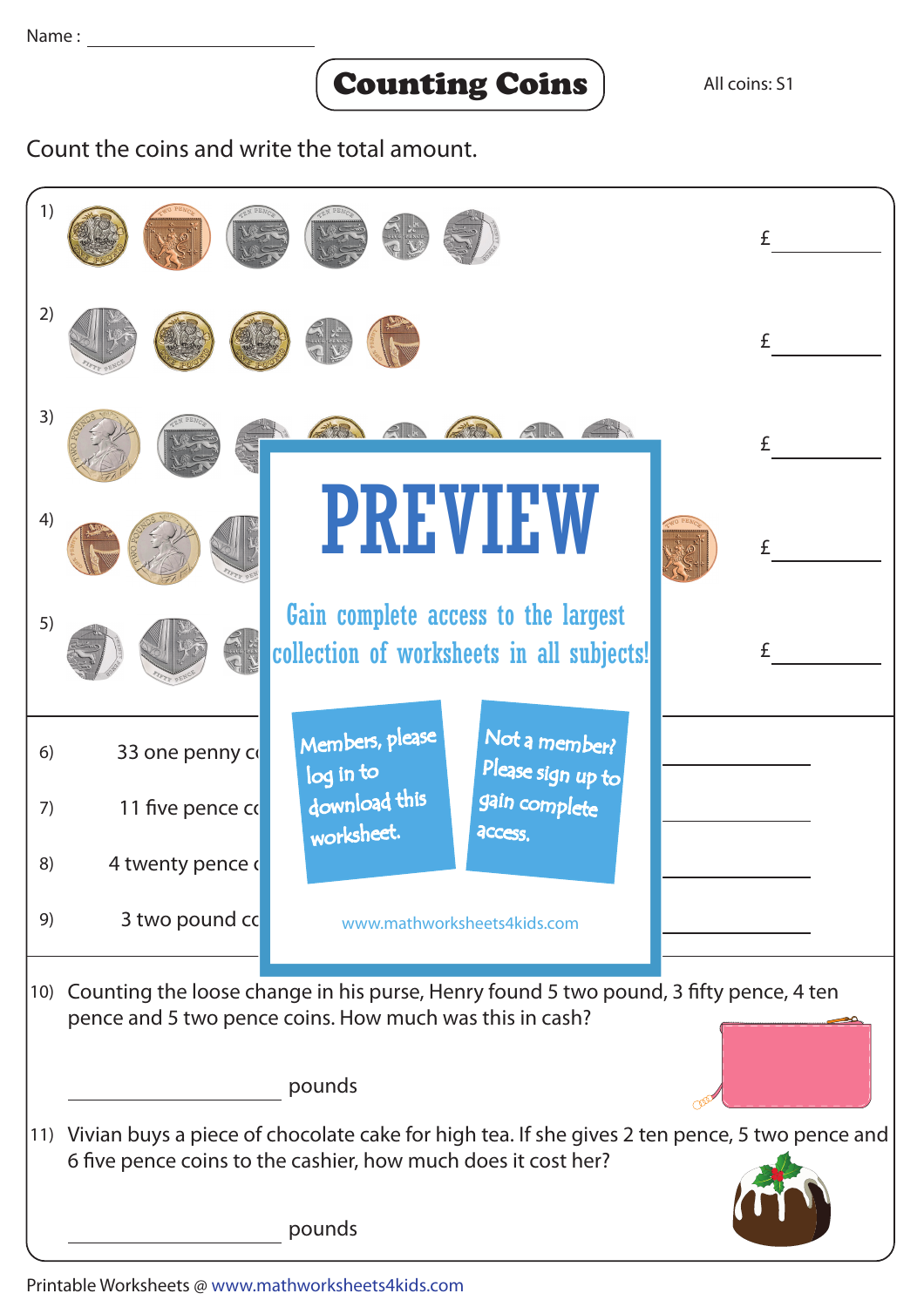Name : ____________________

# Counting Coins

All coins: S1

Count the coins and write the total amount.

1) £ ________

2) £ ________

3) £ ________

4) £ ________

5) £ ________

6) 33 one penny c ________

7) 11 five pence c ________

8) 4 twenty pence ________

9) 3 two pound c ________

# PREVIEW

Gain complete access to the largest collection of worksheets in all subjects!

Members, please log in to download this worksheet.

Not a member? Please sign up to gain complete access.

www.mathworksheets4kids.com

10) Counting the loose change in his purse, Henry found 5 two pound, 3 fifty pence, 4 ten pence and 5 two pence coins. How much was this in cash?

________________ pounds

11) Vivian buys a piece of chocolate cake for high tea. If she gives 2 ten pence, 5 two pence and 6 five pence coins to the cashier, how much does it cost her?

________________ pounds

Printable Worksheets @ www.mathworksheets4kids.com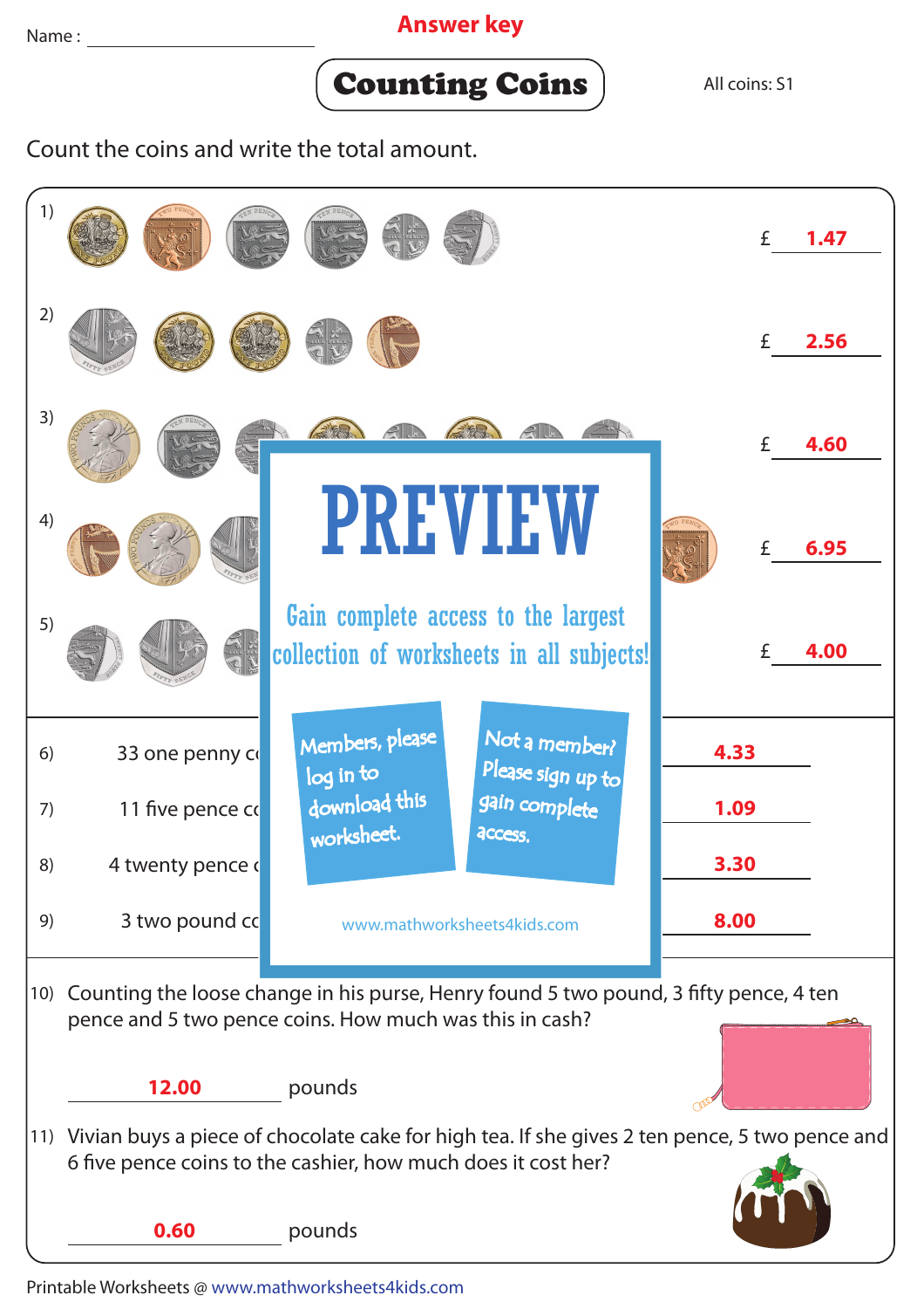Name : ____________________

**Answer key**

# Counting Coins

All coins: S1

Count the coins and write the total amount.

1) £ **1.47**

2) £ **2.56**

3) £ **4.60**

4) £ **6.95**

5) £ **4.00**

6) 33 one penny c **4.33**

7) 11 five pence co **1.09**

8) 4 twenty pence **3.30**

9) 3 two pound co **8.00**

# PREVIEW

Gain complete access to the largest collection of worksheets in all subjects!

Members, please log in to download this worksheet.

Not a member? Please sign up to gain complete access.

www.mathworksheets4kids.com

10) Counting the loose change in his purse, Henry found 5 two pound, 3 fifty pence, 4 ten pence and 5 two pence coins. How much was this in cash?

**12.00** pounds

11) Vivian buys a piece of chocolate cake for high tea. If she gives 2 ten pence, 5 two pence and 6 five pence coins to the cashier, how much does it cost her?

**0.60** pounds

Printable Worksheets @ www.mathworksheets4kids.com